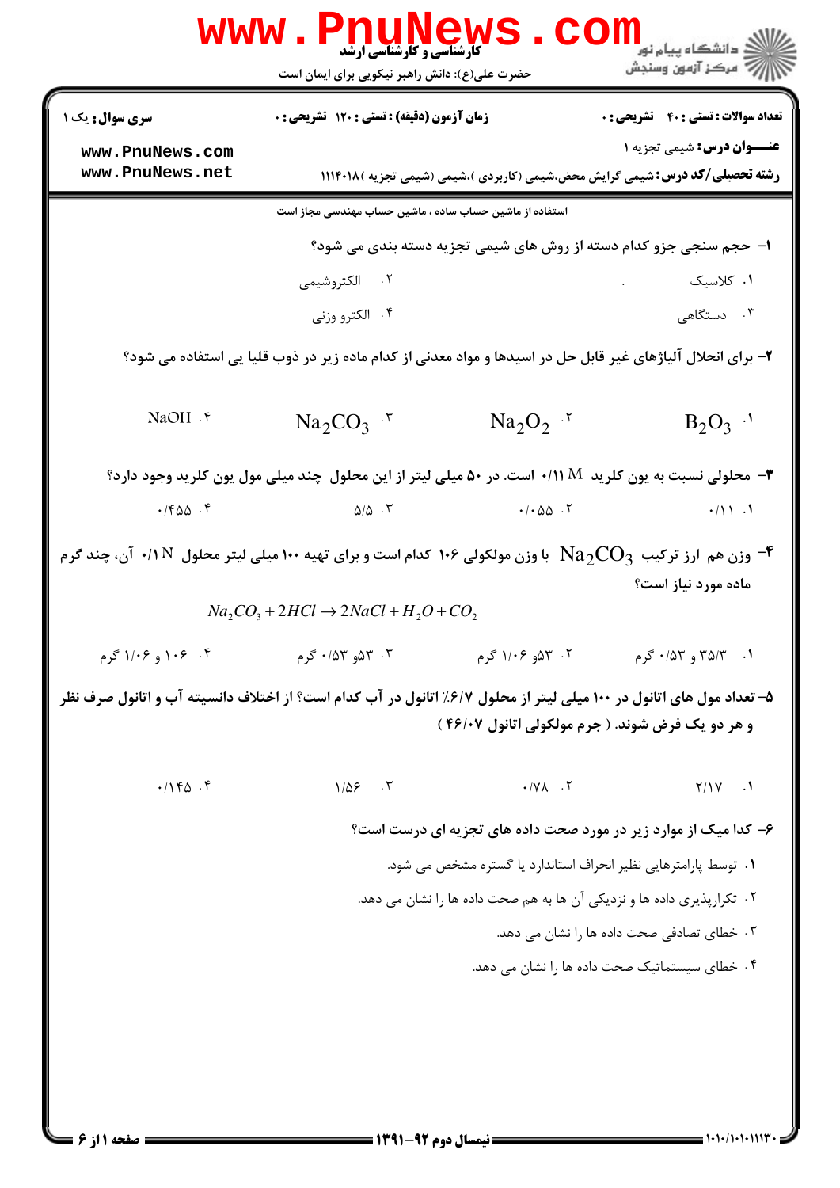**سری سوال:** یک ۱

**زمان آزمون (دقیقه) :** تستی : ۱۲۰ تشریحی : ۰

**تعداد سوالات :** تستی : ۴۰ تشریحی : ۰

**عنـــوان درس:** شیمی تجزیه ۱

**رشته تحصیلی/کد درس:** شیمی گرایش محض،شیمی (کاربردی )،شیمی (شیمی تجزیه )۱۱۱۴۰۱۸

استفاده از ماشین حساب ساده ، ماشین حساب مهندسی مجاز است

۱- حجم سنجی جزو کدام دسته از روش های شیمی تجزیه دسته بندی می شود؟

۱. کلاسیک
۲. الکتروشیمی
۳. دستگاهی
۴. الکترو وزنی

۲- برای انحلال آلیاژهای غیر قابل حل در اسیدها و مواد معدنی از کدام ماده زیر در ذوب قلیا یی استفاده می شود؟

۱. $B_2O_3$
۲. $Na_2O_2$
۳. $Na_2CO_3$
۴. $NaOH$

۳- محلولی نسبت به یون کلرید $0.11\ M$ است. در ۵۰ میلی لیتر از این محلول چند میلی مول یون کلرید وجود دارد؟

۱. ۰/۱۱
۲. ۰/۰۵۵
۳. ۵/۵
۴. ۰/۴۵۵

۴- وزن هم ارز ترکیب $Na_2CO_3$ با وزن مولکولی ۱۰۶ کدام است و برای تهیه ۱۰۰ میلی لیتر محلول $0.1\ N$ آن، چند گرم ماده مورد نیاز است؟

$$Na_2CO_3 + 2HCl \rightarrow 2NaCl + H_2O + CO_2$$

۱. ۳۵/۳ و ۰/۵۳ گرم
۲. ۵۳ و ۱/۰۶ گرم
۳. ۵۳ و ۰/۵۳ گرم
۴. ۱۰۶ و ۱/۰۶ گرم

۵- تعداد مول های اتانول در ۱۰۰ میلی لیتر از محلول ۶/۷٪ اتانول در آب کدام است؟ از اختلاف دانسیته آب و اتانول صرف نظر و هر دو یک فرض شوند. ( جرم مولکولی اتانول ۴۶/۰۷ )

۱. ۲/۱۷
۲. ۰/۷۸
۳. ۱/۵۶
۴. ۰/۱۴۵

۶- کدا میک از موارد زیر در مورد صحت داده های تجزیه ای درست است؟

۱. توسط پارامترهایی نظیر انحراف استاندارد یا گستره مشخص می شود.
۲. تکرارپذیری داده ها و نزدیکی آن ها به هم صحت داده ها را نشان می دهد.
۳. خطای تصادفی صحت داده ها را نشان می دهد.
۴. خطای سیستماتیک صحت داده ها را نشان می دهد.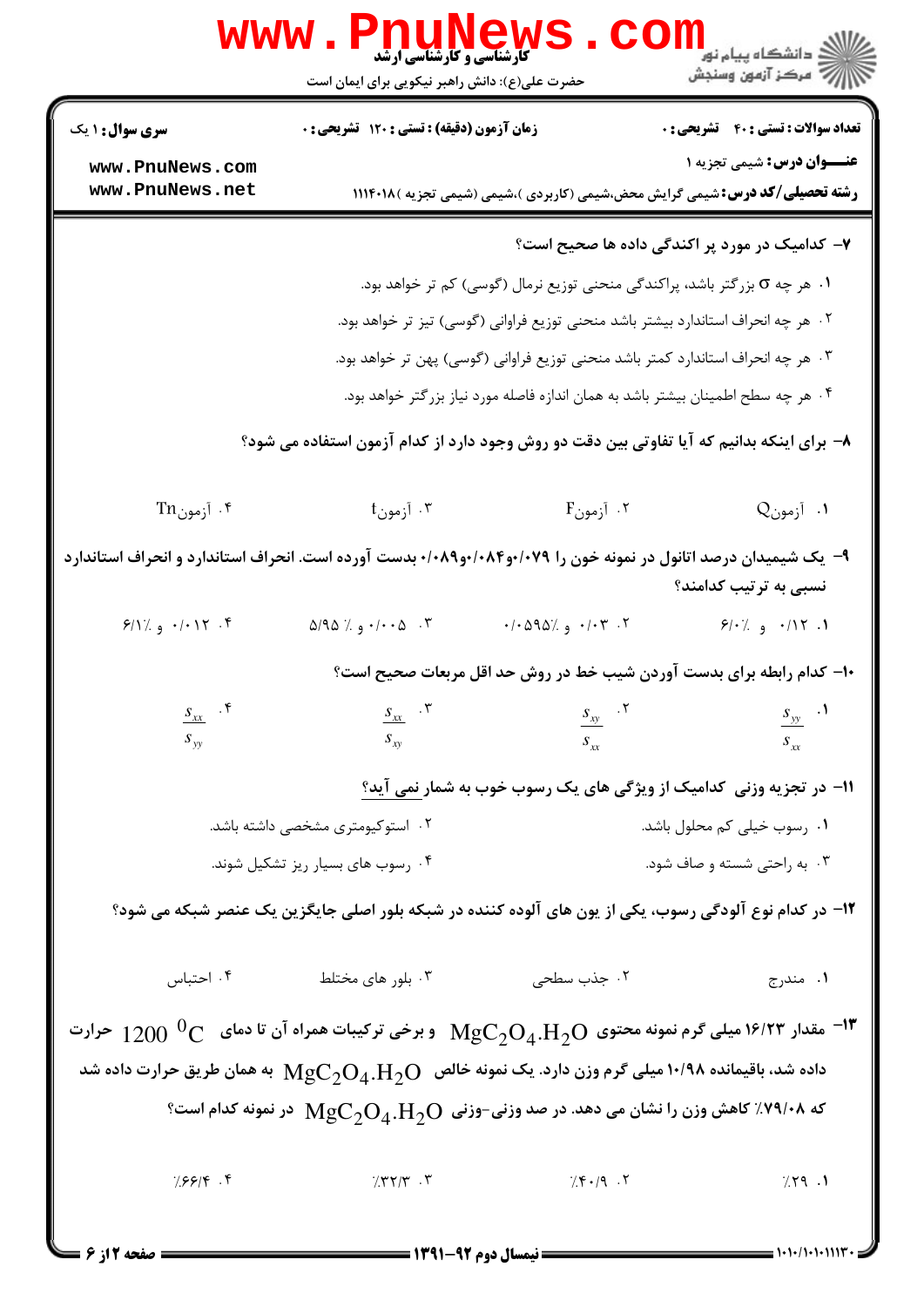**تعداد سوالات : تستی : ۴۰ تشریحی : ۰** | **زمان آزمون (دقیقه) : تستی : ۱۲۰ تشریحی : ۰** | **سری سوال : ۱ یک**

**عنـــوان درس:** شیمی تجزیه ۱

**رشته تحصیلی/کد درس:** شیمی گرایش محض،شیمی (کاربردی )،شیمی (شیمی تجزیه )۱۱۱۴۰۱۸

**۷- کدامیک در مورد پر اکندگی داده ها صحیح است؟**

۱. هر چه σ بزرگتر باشد، پراکندگی منحنی توزیع نرمال (گوسی) کم تر خواهد بود.

۲. هر چه انحراف استاندارد بیشتر باشد منحنی توزیع فراوانی (گوسی) تیز تر خواهد بود.

۳. هر چه انحراف استاندارد کمتر باشد منحنی توزیع فراوانی (گوسی) پهن تر خواهد بود.

۴. هر چه سطح اطمینان بیشتر باشد به همان اندازه فاصله مورد نیاز بزرگتر خواهد بود.

**۸- برای اینکه بدانیم که آیا تفاوتی بین دقت دو روش وجود دارد از کدام آزمون استفاده می شود؟**

۱. آزمون Q

۲. آزمون F

۳. آزمون t

۴. آزمون Tn

**۹- یک شیمیدان درصد اتانول در نمونه خون را ۰/۰۷۹و۰/۰۸۴و۰/۰۸۹ بدست آورده است. انحراف استاندارد و انحراف استاندارد نسبی به ترتیب کدامند؟**

۱. ۰/۰۱۲ و ۶/۰٪

۲. ۰/۰۰۳ و ۰/۰۵۹۵٪

۳. ۰/۰۰۵ و ۵/۹۵ ٪

۴. ۰/۰۱۲ و ۶/۱٪

**۱۰- کدام رابطه برای بدست آوردن شیب خط در روش حد اقل مربعات صحیح است؟**

۱. $\frac{S_{yy}}{S_{xx}}$

۲. $\frac{S_{xy}}{S_{xx}}$

۳. $\frac{S_{xx}}{S_{xy}}$

۴. $\frac{S_{xx}}{S_{yy}}$

**۱۱- در تجزیه وزنی کدامیک از ویژگی های یک رسوب خوب به شمار نمی آید؟**

۱. رسوب خیلی کم محلول باشد.

۲. استوکیومتری مشخصی داشته باشد.

۳. به راحتی شسته و صاف شود.

۴. رسوب های بسیار ریز تشکیل شوند.

**۱۲- در کدام نوع آلودگی رسوب، یکی از یون های آلوده کننده در شبکه بلور اصلی جایگزین یک عنصر شبکه می شود؟**

۱. مندرج

۲. جذب سطحی

۳. بلور های مختلط

۴. احتباس

**۱۳- مقدار ۱۶/۲۳ میلی گرم نمونه محتوی $MgC_2O_4.H_2O$ و برخی ترکیبات همراه آن تا دمای $1200\ ^0C$ حرارت داده شد، باقیمانده ۱۰/۹۸ میلی گرم وزن دارد. یک نمونه خالص $MgC_2O_4.H_2O$ به همان طریق حرارت داده شد که ۷۹/۰۸٪ کاهش وزن را نشان می دهد. در صد وزنی-وزنی $MgC_2O_4.H_2O$ در نمونه کدام است؟**

۱. ۲۹٪

۲. ۴۰/۹٪

۳. ۳۲/۳٪

۴. ۶۶/۴٪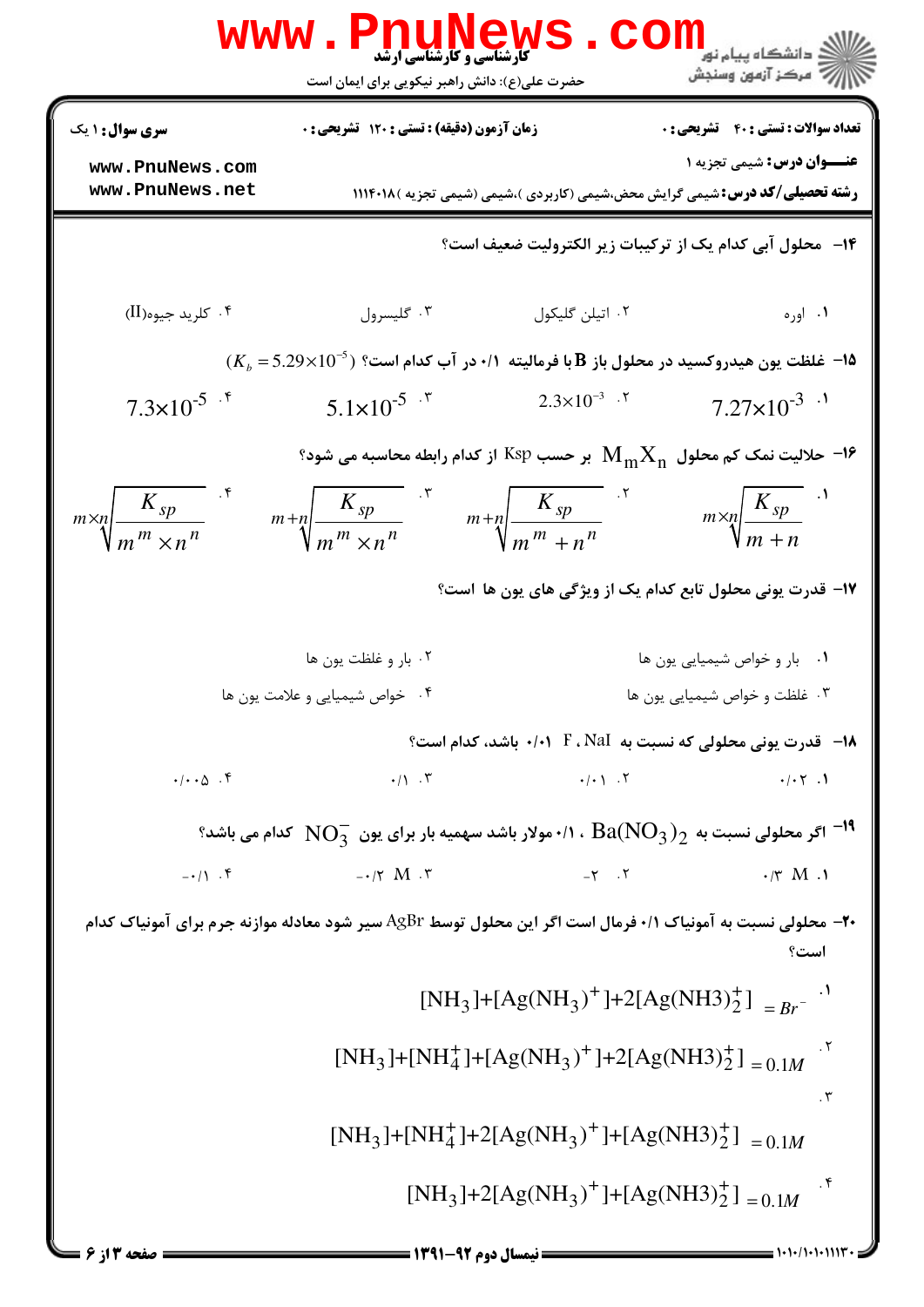**سری سؤال:** ۱ یک

**زمان آزمون (دقیقه) : تستی :** ۱۲۰ **تشریحی :** ۰

**تعداد سوالات : تستی :** ۴۰ **تشریحی :** ۰

**عنـــوان درس:** شیمی تجزیه ۱

**رشته تحصیلی/کد درس:** شیمی گرایش محض،شیمی (کاربردی )،شیمی (شیمی تجزیه )۱۱۱۴۰۱۸

۱۴- محلول آبی کدام یک از ترکیبات زیر الکترولیت ضعیف است؟

۱. اوره
۲. اتیلن گلیکول
۳. گلیسرول
۴. کلرید جیوه(II)

۱۵- غلظت یون هیدروکسید در محلول باز B با فرمالیته ۰/۱ در آب کدام است؟ $(K_b = 5.29\times10^{-5})$

۱. $7.27\times10^{-3}$
۲. $2.3\times10^{-3}$
۳. $5.1\times10^{-5}$
۴. $7.3\times10^{-5}$

۱۶- حلالیت نمک کم محلول $M_mX_n$ بر حسب Ksp از کدام رابطه محاسبه می شود؟

۱. $\sqrt[m\times n]{\dfrac{K_{sp}}{m+n}}$
۲. $\sqrt[m+n]{\dfrac{K_{sp}}{m^m+n^n}}$
۳. $\sqrt[m+n]{\dfrac{K_{sp}}{m^m\times n^n}}$
۴. $\sqrt[m\times n]{\dfrac{K_{sp}}{m^m\times n^n}}$

۱۷- قدرت یونی محلول تابع کدام یک از ویژگی های یون ها است؟

۱. بار و خواص شیمیایی یون ها
۲. بار و غلظت یون ها
۳. غلظت و خواص شیمیایی یون ها
۴. خواص شیمیایی و علامت یون ها

۱۸- قدرت یونی محلولی که نسبت به NaI ، F ۰/۰۱ باشد، کدام است؟

۱. ۰/۰۲
۲. ۰/۰۱
۳. ۰/۱
۴. ۰/۰۰۵

۱۹- اگر محلولی نسبت به $Ba(NO_3)_2$ ، ۰/۱ مولار باشد سهمیه بار برای یون $NO_3^-$ کدام می باشد؟

۱. ۰/۳ M
۲. ۲-
۳. ۰/۲- M
۴. ۰/۱-

۲۰- محلولی نسبت به آمونیاک ۰/۱ فرمال است اگر این محلول توسط AgBr سیر شود معادله موازنه جرم برای آمونیاک کدام است؟

۱. $[NH_3]+[Ag(NH_3)^+]+2[Ag(NH_3)_2^+] = Br^-$

۲. $[NH_3]+[NH_4^+]+[Ag(NH_3)^+]+2[Ag(NH_3)_2^+] = 0.1M$

۳. $[NH_3]+[NH_4^+]+2[Ag(NH_3)^+]+[Ag(NH_3)_2^+] = 0.1M$

۴. $[NH_3]+2[Ag(NH_3)^+]+[Ag(NH_3)_2^+] = 0.1M$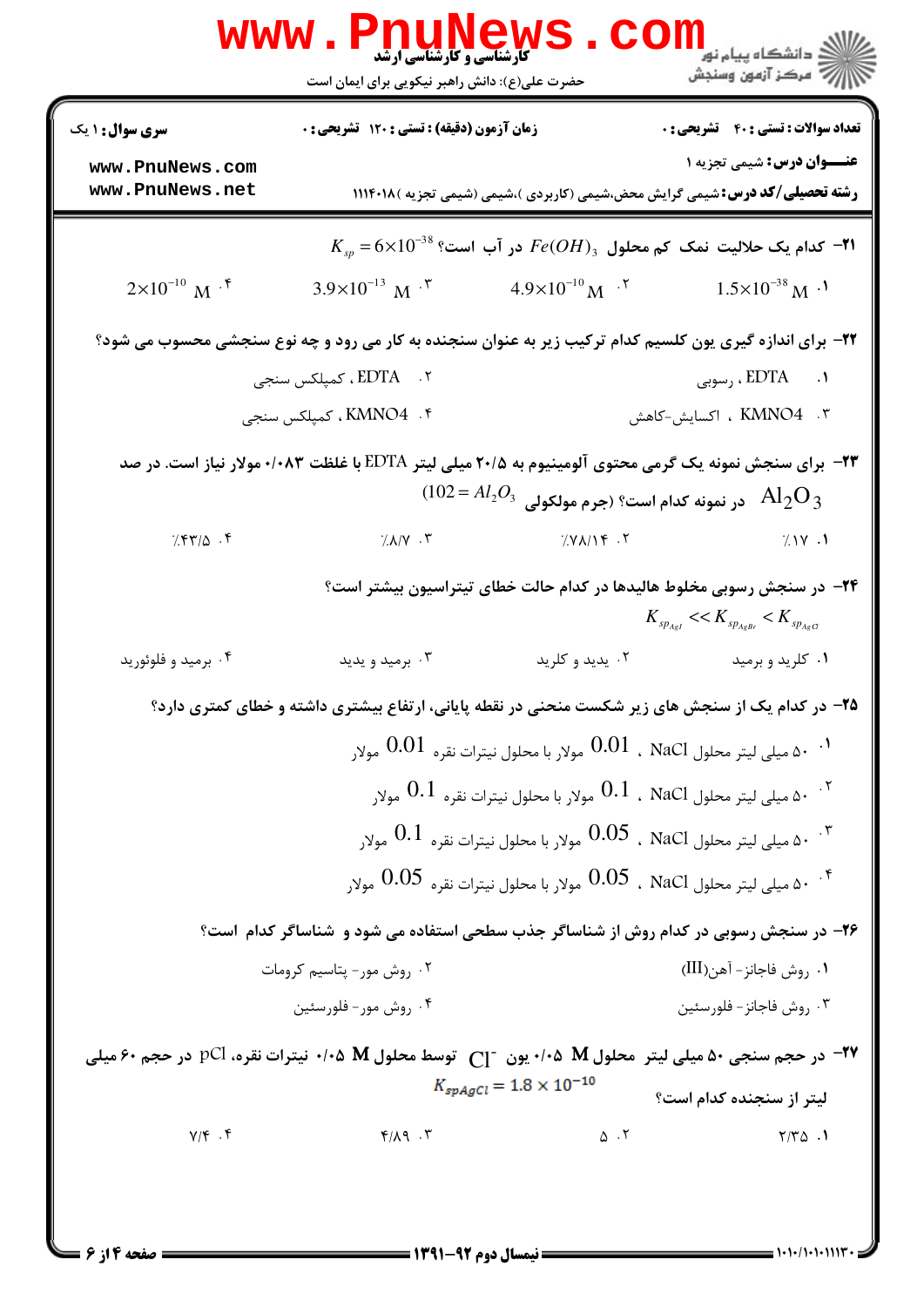۲۱- کدام یک حلالیت نمک کم محلول $Fe(OH)_3$ در آب است؟ $K_{sp} = 6\times10^{-38}$

۱. $1.5\times10^{-38}$ M
۲. $4.9\times10^{-10}$ M
۳. $3.9\times10^{-13}$ M
۴. $2\times10^{-10}$ M

۲۲- برای اندازه گیری یون کلسیم کدام ترکیب زیر به عنوان سنجنده به کار می رود و چه نوع سنجشی محسوب می شود؟

۱. EDTA ، رسوبی
۲. EDTA ، کمپلکس سنجی
۳. KMNO4 ، اکسایش-کاهش
۴. KMNO4 ، کمپلکس سنجی

۲۳- برای سنجش نمونه یک گرمی محتوی آلومینیوم به ۲۰/۵ میلی لیتر EDTA با غلظت ۰/۰۸۳ مولار نیاز است. در صد $Al_2O_3$ در نمونه کدام است؟ (جرم مولکولی $Al_2O_3 = 102$)

۱. ٪۱۷
۲. ٪۷۸/۱۴
۳. ٪۸/۷
۴. ٪۴۳/۵

۲۴- در سنجش رسوبی مخلوط هالیدها در کدام حالت خطای تیتراسیون بیشتر است؟

$K_{sp_{AgI}} << K_{sp_{AgBr}} < K_{sp_{AgCl}}$

۱. کلرید و برمید
۲. یدید و کلرید
۳. برمید و یدید
۴. برمید و فلوئورید

۲۵- در کدام یک از سنجش های زیر شکست منحنی در نقطه پایانی، ارتفاع بیشتری داشته و خطای کمتری دارد؟

۱. ۵۰ میلی لیتر محلول NaCl ، 0.01 مولار با محلول نیترات نقره 0.01 مولار
۲. ۵۰ میلی لیتر محلول NaCl ، 0.1 مولار با محلول نیترات نقره 0.1 مولار
۳. ۵۰ میلی لیتر محلول NaCl ، 0.05 مولار با محلول نیترات نقره 0.1 مولار
۴. ۵۰ میلی لیتر محلول NaCl ، 0.05 مولار با محلول نیترات نقره 0.05 مولار

۲۶- در سنجش رسوبی در کدام روش از شناساگر جذب سطحی استفاده می شود و شناساگر کدام است؟

۱. روش فاجانز- آهن(III)
۲. روش مور- پتاسیم کرومات
۳. روش فاجانز- فلورسئین
۴. روش مور- فلورسئین

۲۷- در حجم سنجی ۵۰ میلی لیتر محلول M ۰/۰۵ یون $Cl^-$ توسط محلول M ۰/۰۵ نیترات نقره، pCl در حجم ۶۰ میلی لیتر از سنجنده کدام است؟ $K_{spAgCl} = 1.8\times10^{-10}$

۱. ۲/۳۵
۲. ۵
۳. ۴/۸۹
۴. ۷/۴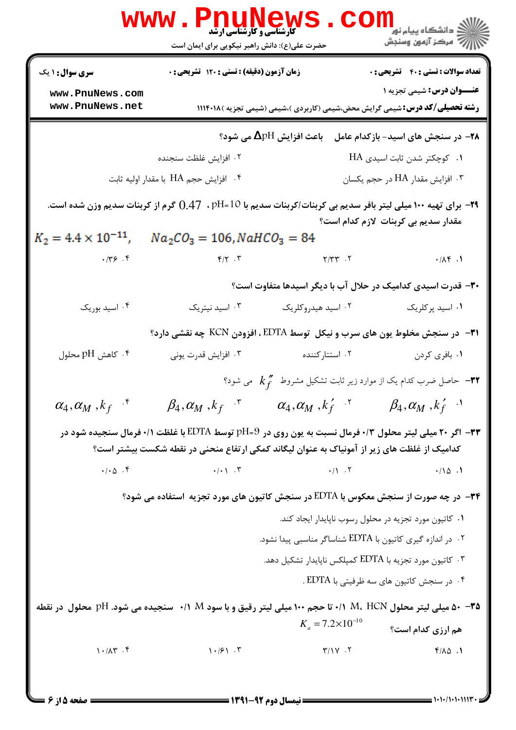**سری سوال:** ۱ یک | **زمان آزمون (دقیقه):** تستی: ۱۲۰ تشریحی: ۰ | **تعداد سوالات:** تستی: ۴۰ تشریحی: ۰

**عنـــوان درس:** شیمی تجزیه ۱

**رشته تحصیلی/کد درس:** شیمی گرایش محض،شیمی (کاربردی )،شیمی (شیمی تجزیه )۱۱۱۴۰۱۸

۲۸- در سنجش های اسید- بازکدام عامل باعث افزایش $\Delta pH$ می شود؟

۱. کوچکتر شدن ثابت اسیدی HA

۲. افزایش غلظت سنجنده

۳. افزایش مقدار HA در حجم یکسان

۴. افزایش حجم HA با مقدار اولیه ثابت

۲۹- برای تهیه ۱۰۰ میلی لیتر بافر سدیم بی کربنات/کربنات سدیم با pH=10 ، 0.47 گرم از کربنات سدیم وزن شده است. مقدار سدیم بی کربنات لازم کدام است؟

$K_2 = 4.4 \times 10^{-11}, \quad Na_2CO_3 = 106, NaHCO_3 = 84$

۱. ۰/۸۴

۲. ۲/۳۳

۳. ۴/۲

۴. ۰/۳۶

۳۰- قدرت اسیدی کدامیک در حلال آب با دیگر اسیدها متفاوت است؟

۱. اسید پرکلریک

۲. اسید هیدروکلریک

۳. اسید نیتریک

۴. اسید بوریک

۳۱- در سنجش مخلوط یون های سرب و نیکل توسط EDTA ، افزودن KCN چه نقشی دارد؟

۱. بافری کردن

۲. استتارکننده

۳. افزایش قدرت یونی

۴. کاهش pH محلول

۳۲- حاصل ضرب کدام یک از موارد زیر ثابت تشکیل مشروط $k_f''$ می شود؟

۱. $\beta_4, \alpha_M, k_f'$

۲. $\alpha_4, \alpha_M, k_f'$

۳. $\beta_4, \alpha_M, k_f$

۴. $\alpha_4, \alpha_M, k_f$

۳۳- اگر ۲۰ میلی لیتر محلول ۰/۳ فرمال نسبت به یون روی در pH=9 توسط EDTA با غلظت ۰/۱ فرمال سنجیده شود در کدامیک از غلظت های زیر از آمونیاک به عنوان لیگاند کمکی ارتفاع منحنی در نقطه شکست بیشتر است؟

۱. ۰/۱۵

۲. ۰/۱

۳. ۰/۰۱

۴. ۰/۰۵

۳۴- در چه صورت از سنجش معکوس با EDTA در سنجش کاتیون های مورد تجزیه استفاده می شود؟

۱. کاتیون مورد تجزیه در محلول رسوب ناپایدار ایجاد کند.

۲. در اندازه گیری کاتیون با EDTA شناساگر مناسبی پیدا نشود.

۳. کاتیون مورد تجزیه با EDTA کمپلکس ناپایدار تشکیل دهد.

۴. در سنجش کاتیون های سه ظرفیتی با EDTA .

۳۵- ۵۰ میلی لیتر محلول HCN ، ۰/۱ M تا حجم ۱۰۰ میلی لیتر رقیق و با سود ۰/۱ M سنجیده می شود. pH محلول در نقطه هم ارزی کدام است؟

$K_a = 7.2 \times 10^{-10}$

۱. ۴/۸۵

۲. ۳/۱۷

۳. ۱۰/۶۱

۴. ۱۰/۸۳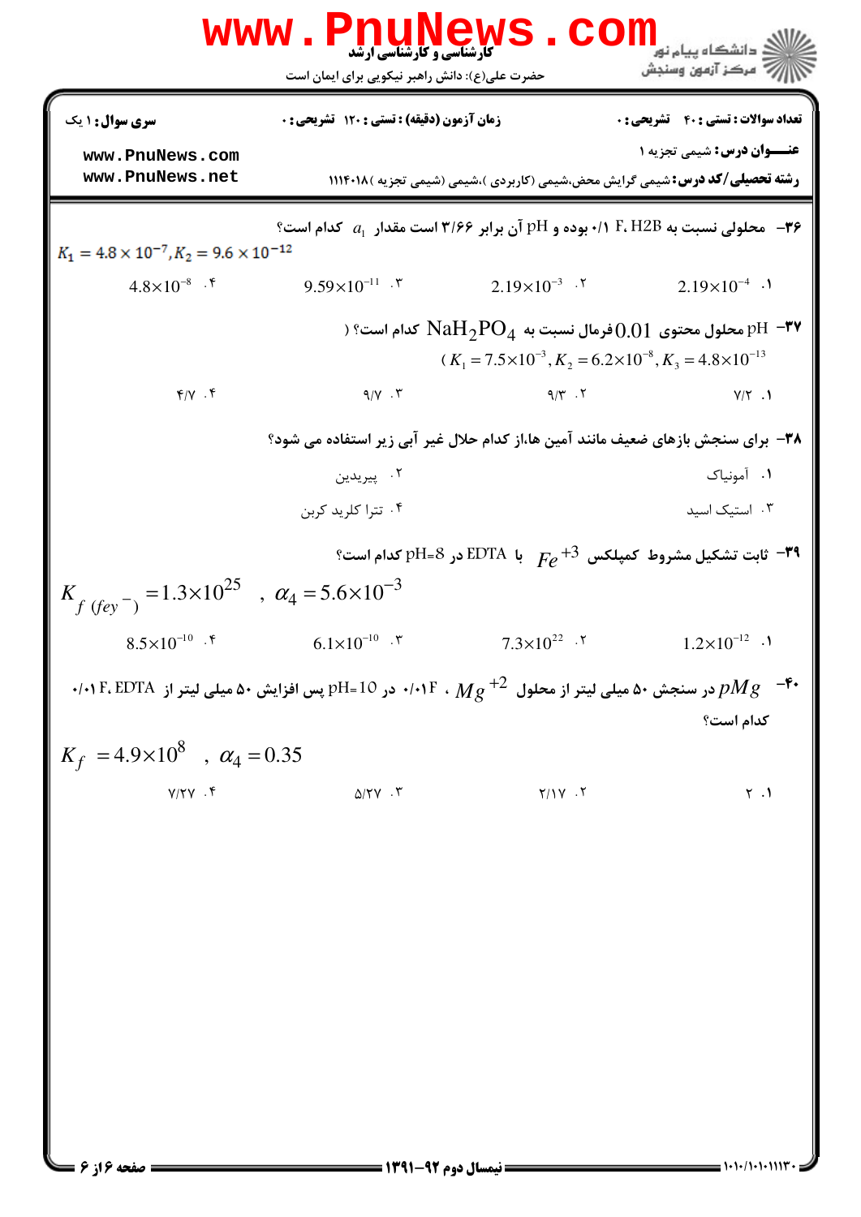**سری سؤال:** ۱ یک

**زمان آزمون (دقیقه) : تستی : ۱۲۰ تشریحی : ۰**

**تعداد سوالات : تستی : ۴۰ تشریحی : ۰**

**عنـــوان درس:** شیمی تجزیه ۱

**رشته تحصیلی/کد درس:** شیمی گرایش محض،شیمی (کاربردی )،شیمی (شیمی تجزیه )۱۱۱۴۰۱۸

۳۶- محلولی نسبت به F، H2B ۰/۱ بوده و pH آن برابر ۳/۶۶ است مقدار $a_1$ کدام است؟

$K_1 = 4.8 \times 10^{-7}, K_2 = 9.6 \times 10^{-12}$

۱. $2.19\times10^{-4}$

۲. $2.19\times10^{-3}$

۳. $9.59\times10^{-11}$

۴. $4.8\times10^{-8}$

۳۷- pH محلول محتوی 0.01 فرمال نسبت به $NaH_2PO_4$ کدام است؟ )

$(K_1 = 7.5\times10^{-3}, K_2 = 6.2\times10^{-8}, K_3 = 4.8\times10^{-13}$

۱. ۷/۲

۲. ۹/۳

۳. ۹/۷

۴. ۴/۷

۳۸- برای سنجش بازهای ضعیف مانند آمین ها،از کدام حلال غیر آبی زیر استفاده می شود؟

۱. آمونیاک

۲. پیریدین

۳. استیک اسید

۴. تترا کلرید کربن

۳۹- ثابت تشکیل مشروط کمپلکس $Fe^{+3}$ با EDTA در pH=8 کدام است؟

$K_{f\ (fey^-)} = 1.3\times10^{25} \quad , \ \alpha_4 = 5.6\times10^{-3}$

۱. $1.2\times10^{-12}$

۲. $7.3\times10^{22}$

۳. $6.1\times10^{-10}$

۴. $8.5\times10^{-10}$

۴۰- $pMg$ در سنجش ۵۰ میلی لیتر از محلول $Mg^{+2}$ ، ۰/۰۱F در pH=10 پس افزایش ۵۰ میلی لیتر از EDTA ،F ۰/۰۱ کدام است؟

$K_f = 4.9\times10^8 \quad , \ \alpha_4 = 0.35$

۱. ۲

۲. ۲/۱۷

۳. ۵/۲۷

۴. ۷/۲۷